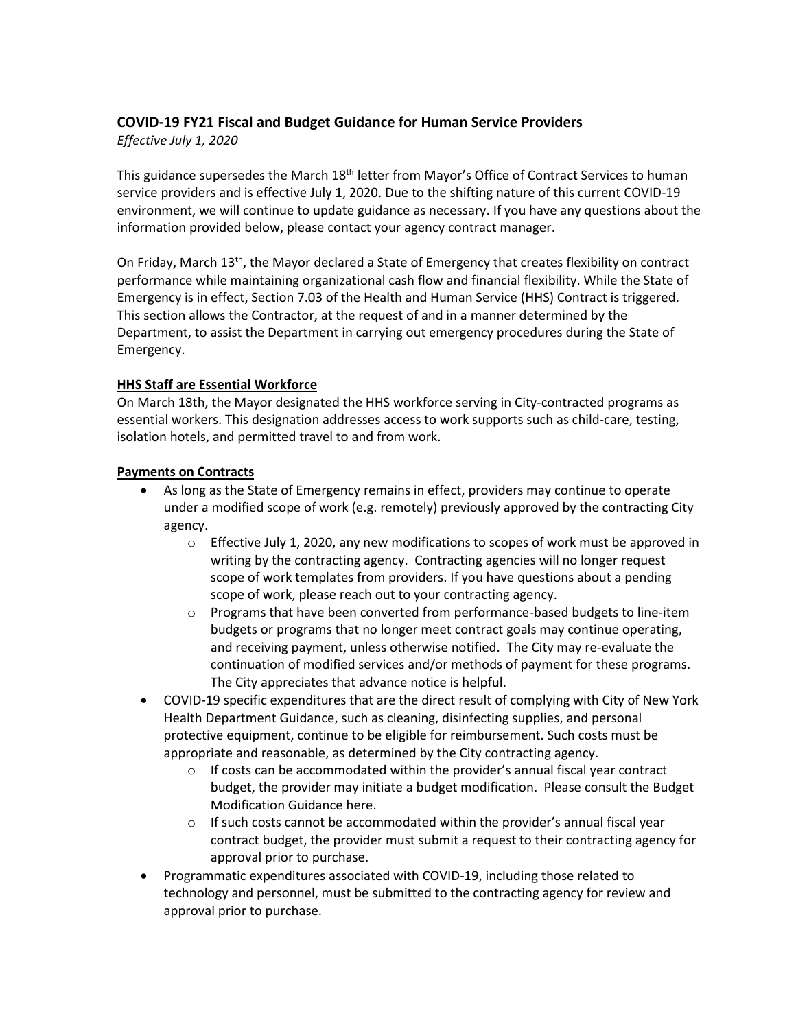## COVID-19 FY21 Fiscal and Budget Guidance for Human Service Providers

*Effective July 1, 2020*

This guidance supersedes the March 18th letter from Mayor's Office of Contract Services to human service providers and is effective July 1, 2020. Due to the shifting nature of this current COVID-19 environment, we will continue to update guidance as necessary. If you have any questions about the information provided below, please contact your agency contract manager.

On Friday, March 13th, the Mayor declared a State of Emergency that creates flexibility on contract performance while maintaining organizational cash flow and financial flexibility. While the State of Emergency is in effect, Section 7.03 of the Health and Human Service (HHS) Contract is triggered. This section allows the Contractor, at the request of and in a manner determined by the Department, to assist the Department in carrying out emergency procedures during the State of Emergency.

**HHS Staff are Essential Workforce**

On March 18th, the Mayor designated the HHS workforce serving in City-contracted programs as essential workers. This designation addresses access to work supports such as child-care, testing, isolation hotels, and permitted travel to and from work.

**Payments on Contracts**

- As long as the State of Emergency remains in effect, providers may continue to operate under a modified scope of work (e.g. remotely) previously approved by the contracting City agency.
  - Effective July 1, 2020, any new modifications to scopes of work must be approved in writing by the contracting agency. Contracting agencies will no longer request scope of work templates from providers. If you have questions about a pending scope of work, please reach out to your contracting agency.
  - Programs that have been converted from performance-based budgets to line-item budgets or programs that no longer meet contract goals may continue operating, and receiving payment, unless otherwise notified. The City may re-evaluate the continuation of modified services and/or methods of payment for these programs. The City appreciates that advance notice is helpful.
- COVID-19 specific expenditures that are the direct result of complying with City of New York Health Department Guidance, such as cleaning, disinfecting supplies, and personal protective equipment, continue to be eligible for reimbursement. Such costs must be appropriate and reasonable, as determined by the City contracting agency.
  - If costs can be accommodated within the provider's annual fiscal year contract budget, the provider may initiate a budget modification. Please consult the Budget Modification Guidance here.
  - If such costs cannot be accommodated within the provider's annual fiscal year contract budget, the provider must submit a request to their contracting agency for approval prior to purchase.
- Programmatic expenditures associated with COVID-19, including those related to technology and personnel, must be submitted to the contracting agency for review and approval prior to purchase.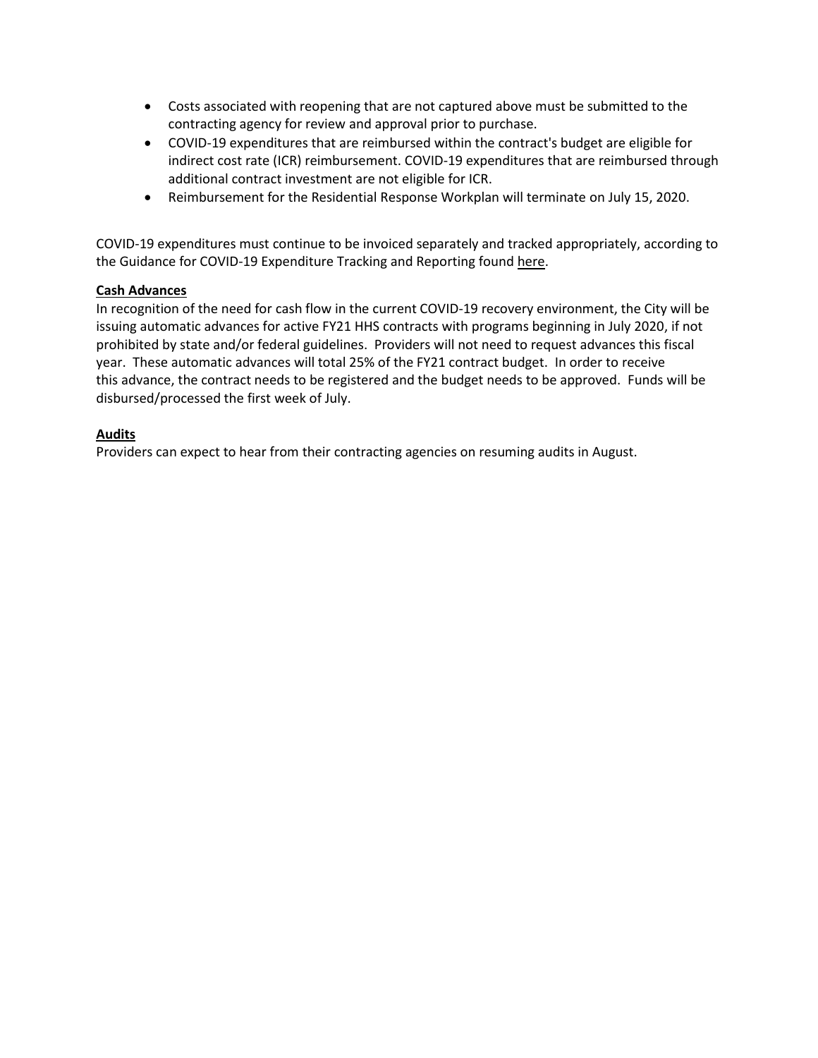- Costs associated with reopening that are not captured above must be submitted to the contracting agency for review and approval prior to purchase.
- COVID-19 expenditures that are reimbursed within the contract's budget are eligible for indirect cost rate (ICR) reimbursement. COVID-19 expenditures that are reimbursed through additional contract investment are not eligible for ICR.
- Reimbursement for the Residential Response Workplan will terminate on July 15, 2020.

COVID-19 expenditures must continue to be invoiced separately and tracked appropriately, according to the Guidance for COVID-19 Expenditure Tracking and Reporting found here.

**Cash Advances**

In recognition of the need for cash flow in the current COVID-19 recovery environment, the City will be issuing automatic advances for active FY21 HHS contracts with programs beginning in July 2020, if not prohibited by state and/or federal guidelines. Providers will not need to request advances this fiscal year. These automatic advances will total 25% of the FY21 contract budget. In order to receive this advance, the contract needs to be registered and the budget needs to be approved. Funds will be disbursed/processed the first week of July.

**Audits**

Providers can expect to hear from their contracting agencies on resuming audits in August.